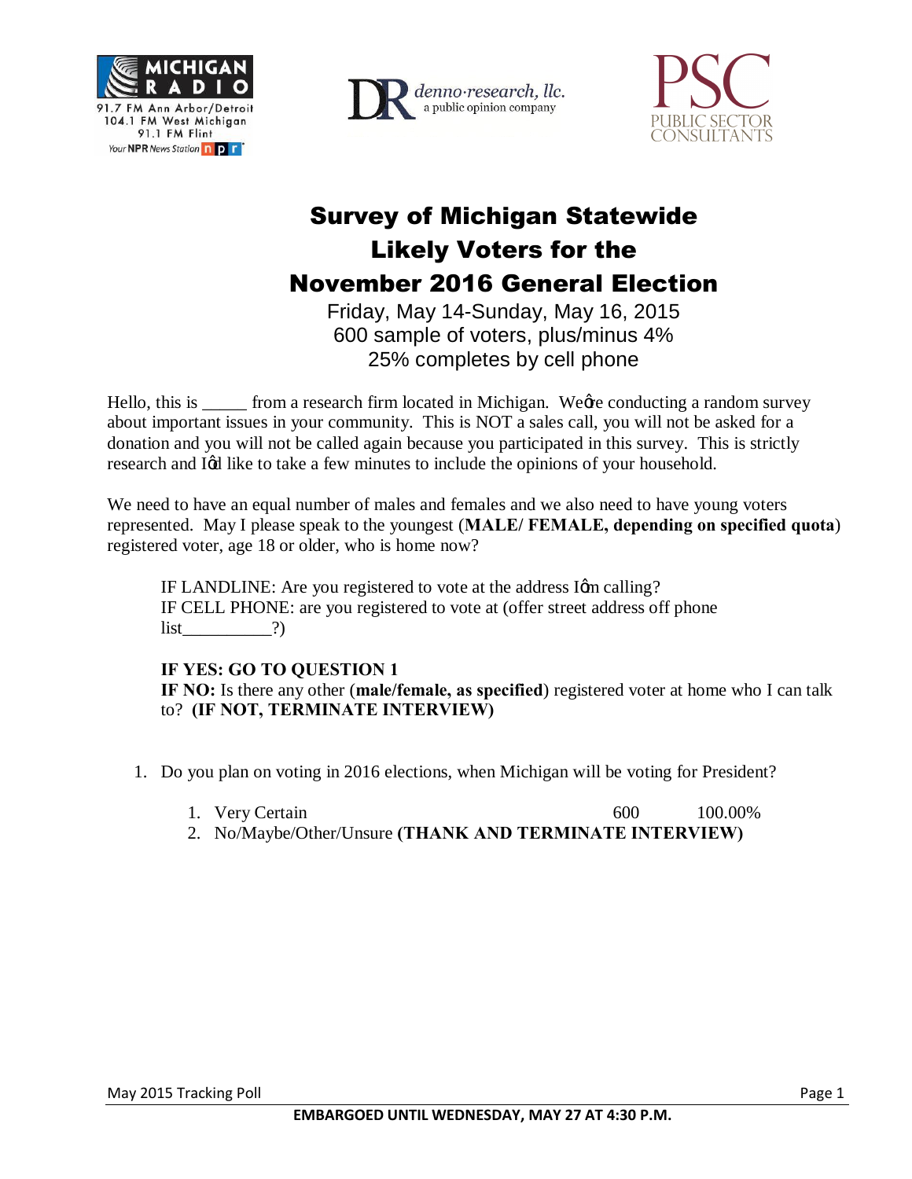# Survey of Michigan Statewide Likely Voters for the November 2016 General Election

Friday, May 14-Sunday, May 16, 2015
600 sample of voters, plus/minus 4%
25% completes by cell phone

Hello, this is _____ from a research firm located in Michigan. Weφre conducting a random survey about important issues in your community. This is NOT a sales call, you will not be asked for a donation and you will not be called again because you participated in this survey. This is strictly research and Iφd like to take a few minutes to include the opinions of your household.

We need to have an equal number of males and females and we also need to have young voters represented. May I please speak to the youngest (**MALE/ FEMALE, depending on specified quota**) registered voter, age 18 or older, who is home now?

IF LANDLINE: Are you registered to vote at the address Iφm calling?
IF CELL PHONE: are you registered to vote at (offer street address off phone list__________?)

**IF YES: GO TO QUESTION 1**
**IF NO:** Is there any other (**male/female, as specified**) registered voter at home who I can talk to? **(IF NOT, TERMINATE INTERVIEW)**

1. Do you plan on voting in 2016 elections, when Michigan will be voting for President?

| | | |
|---|---|---|
| 1. Very Certain | 600 | 100.00% |
| 2. No/Maybe/Other/Unsure **(THANK AND TERMINATE INTERVIEW)** | | |

**EMBARGOED UNTIL WEDNESDAY, MAY 27 AT 4:30 P.M.**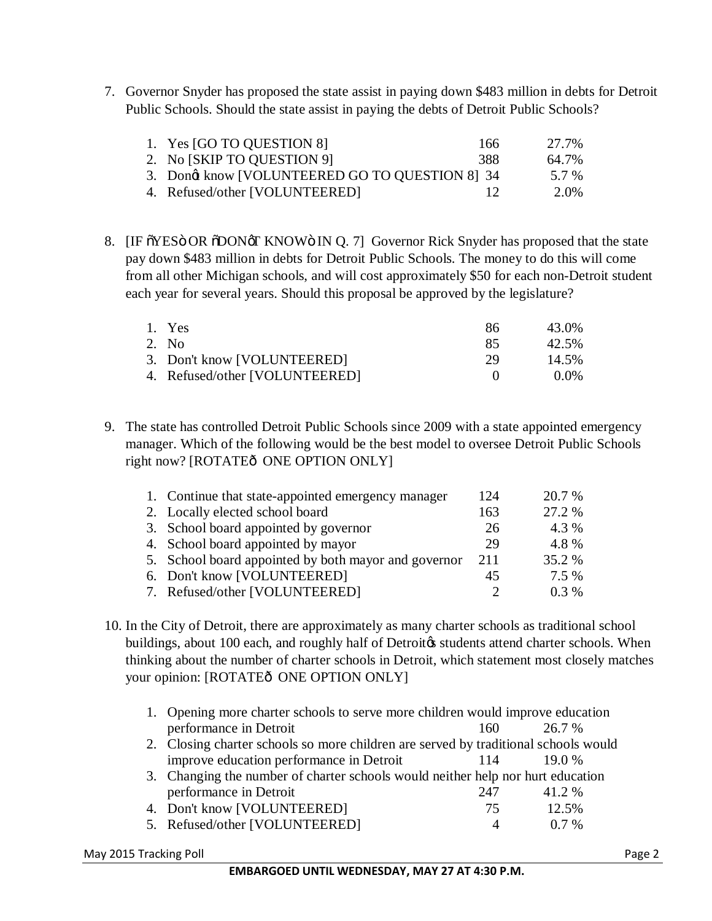7. Governor Snyder has proposed the state assist in paying down $483 million in debts for Detroit Public Schools. Should the state assist in paying the debts of Detroit Public Schools?

| | | |
|---|---|---|
| 1. Yes [GO TO QUESTION 8] | 166 | 27.7% |
| 2. No [SKIP TO QUESTION 9] | 388 | 64.7% |
| 3. Don't know [VOLUNTEERED GO TO QUESTION 8] | 34 | 5.7 % |
| 4. Refused/other [VOLUNTEERED] | 12 | 2.0% |

8. [IF "YES" OR "DON'T KNOW" IN Q. 7] Governor Rick Snyder has proposed that the state pay down $483 million in debts for Detroit Public Schools. The money to do this will come from all other Michigan schools, and will cost approximately $50 for each non-Detroit student each year for several years. Should this proposal be approved by the legislature?

| | | |
|---|---|---|
| 1. Yes | 86 | 43.0% |
| 2. No | 85 | 42.5% |
| 3. Don't know [VOLUNTEERED] | 29 | 14.5% |
| 4. Refused/other [VOLUNTEERED] | 0 | 0.0% |

9. The state has controlled Detroit Public Schools since 2009 with a state appointed emergency manager. Which of the following would be the best model to oversee Detroit Public Schools right now? [ROTATE— ONE OPTION ONLY]

| | | |
|---|---|---|
| 1. Continue that state-appointed emergency manager | 124 | 20.7 % |
| 2. Locally elected school board | 163 | 27.2 % |
| 3. School board appointed by governor | 26 | 4.3 % |
| 4. School board appointed by mayor | 29 | 4.8 % |
| 5. School board appointed by both mayor and governor | 211 | 35.2 % |
| 6. Don't know [VOLUNTEERED] | 45 | 7.5 % |
| 7. Refused/other [VOLUNTEERED] | 2 | 0.3 % |

10. In the City of Detroit, there are approximately as many charter schools as traditional school buildings, about 100 each, and roughly half of Detroit's students attend charter schools. When thinking about the number of charter schools in Detroit, which statement most closely matches your opinion: [ROTATE— ONE OPTION ONLY]

| | | |
|---|---|---|
| 1. Opening more charter schools to serve more children would improve education performance in Detroit | 160 | 26.7 % |
| 2. Closing charter schools so more children are served by traditional schools would improve education performance in Detroit | 114 | 19.0 % |
| 3. Changing the number of charter schools would neither help nor hurt education performance in Detroit | 247 | 41.2 % |
| 4. Don't know [VOLUNTEERED] | 75 | 12.5% |
| 5. Refused/other [VOLUNTEERED] | 4 | 0.7 % |

**EMBARGOED UNTIL WEDNESDAY, MAY 27 AT 4:30 P.M.**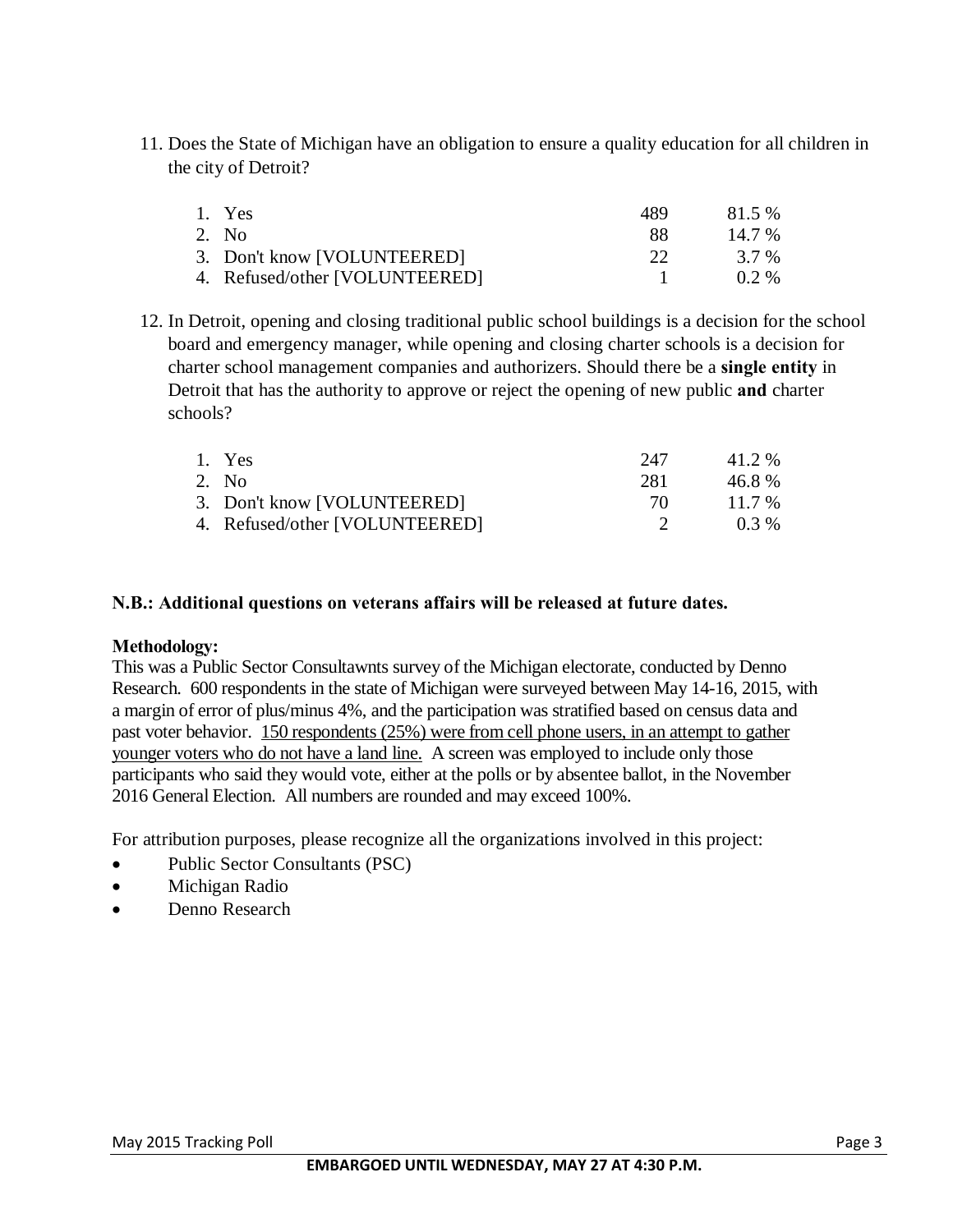11. Does the State of Michigan have an obligation to ensure a quality education for all children in the city of Detroit?

| | | |
|---|---|---|
| 1. Yes | 489 | 81.5 % |
| 2. No | 88 | 14.7 % |
| 3. Don't know [VOLUNTEERED] | 22 | 3.7 % |
| 4. Refused/other [VOLUNTEERED] | 1 | 0.2 % |

12. In Detroit, opening and closing traditional public school buildings is a decision for the school board and emergency manager, while opening and closing charter schools is a decision for charter school management companies and authorizers. Should there be a **single entity** in Detroit that has the authority to approve or reject the opening of new public **and** charter schools?

| | | |
|---|---|---|
| 1. Yes | 247 | 41.2 % |
| 2. No | 281 | 46.8 % |
| 3. Don't know [VOLUNTEERED] | 70 | 11.7 % |
| 4. Refused/other [VOLUNTEERED] | 2 | 0.3 % |

**N.B.: Additional questions on veterans affairs will be released at future dates.**

**Methodology:**
This was a Public Sector Consultawnts survey of the Michigan electorate, conducted by Denno Research. 600 respondents in the state of Michigan were surveyed between May 14-16, 2015, with a margin of error of plus/minus 4%, and the participation was stratified based on census data and past voter behavior. <u>150 respondents (25%) were from cell phone users, in an attempt to gather younger voters who do not have a land line.</u> A screen was employed to include only those participants who said they would vote, either at the polls or by absentee ballot, in the November 2016 General Election. All numbers are rounded and may exceed 100%.

For attribution purposes, please recognize all the organizations involved in this project:

- Public Sector Consultants (PSC)
- Michigan Radio
- Denno Research

**EMBARGOED UNTIL WEDNESDAY, MAY 27 AT 4:30 P.M.**